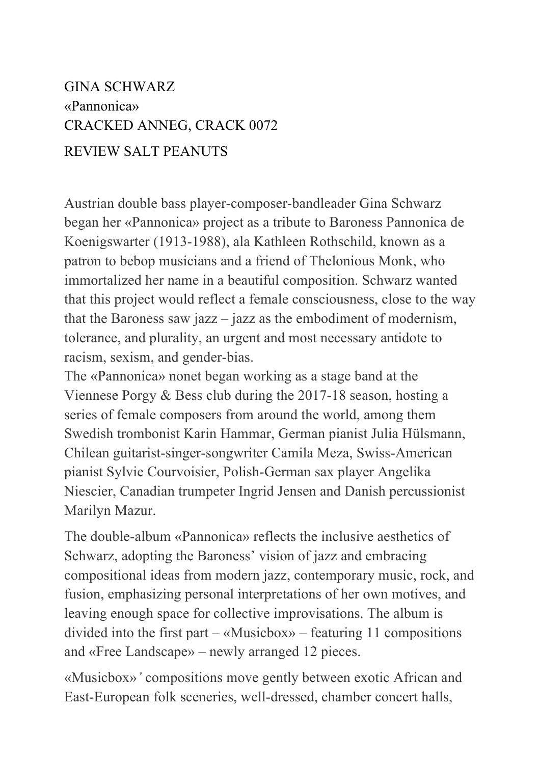GINA SCHWARZ
«Pannonica»
CRACKED ANNEG, CRACK 0072

REVIEW SALT PEANUTS

Austrian double bass player-composer-bandleader Gina Schwarz began her «Pannonica» project as a tribute to Baroness Pannonica de Koenigswarter (1913-1988), ala Kathleen Rothschild, known as a patron to bebop musicians and a friend of Thelonious Monk, who immortalized her name in a beautiful composition. Schwarz wanted that this project would reflect a female consciousness, close to the way that the Baroness saw jazz – jazz as the embodiment of modernism, tolerance, and plurality, an urgent and most necessary antidote to racism, sexism, and gender-bias.
The «Pannonica» nonet began working as a stage band at the Viennese Porgy & Bess club during the 2017-18 season, hosting a series of female composers from around the world, among them Swedish trombonist Karin Hammar, German pianist Julia Hülsmann, Chilean guitarist-singer-songwriter Camila Meza, Swiss-American pianist Sylvie Courvoisier, Polish-German sax player Angelika Niescier, Canadian trumpeter Ingrid Jensen and Danish percussionist Marilyn Mazur.

The double-album «Pannonica» reflects the inclusive aesthetics of Schwarz, adopting the Baroness' vision of jazz and embracing compositional ideas from modern jazz, contemporary music, rock, and fusion, emphasizing personal interpretations of her own motives, and leaving enough space for collective improvisations. The album is divided into the first part – «Musicbox» – featuring 11 compositions and «Free Landscape» – newly arranged 12 pieces.

«Musicbox»*'* compositions move gently between exotic African and East-European folk sceneries, well-dressed, chamber concert halls,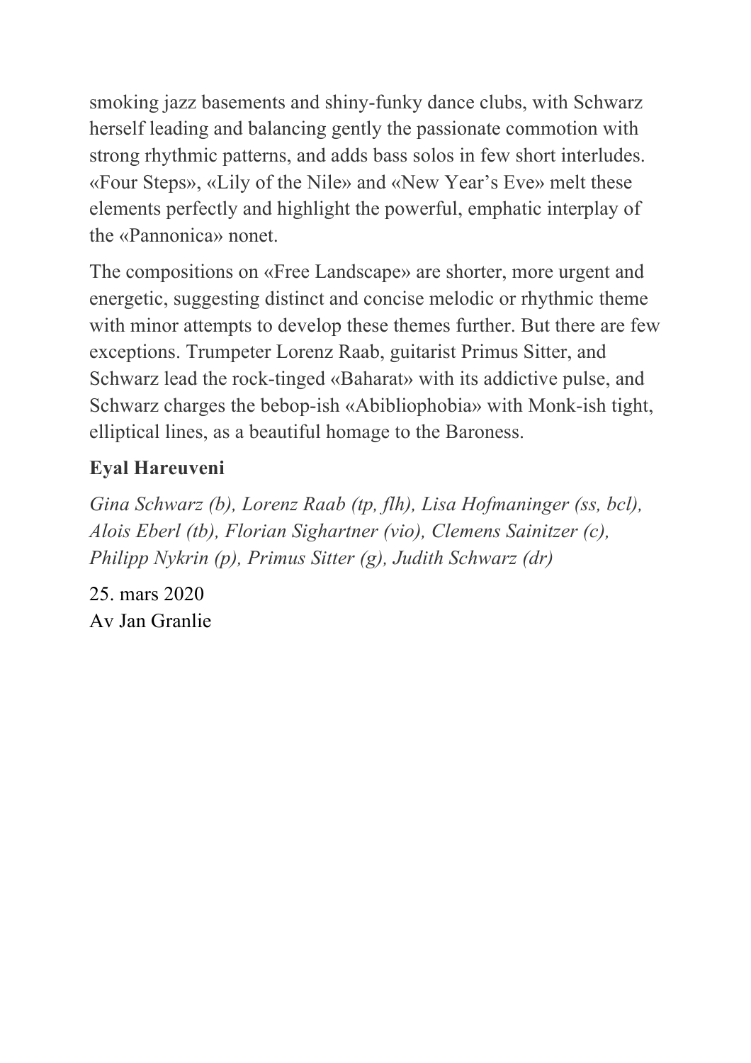smoking jazz basements and shiny-funky dance clubs, with Schwarz herself leading and balancing gently the passionate commotion with strong rhythmic patterns, and adds bass solos in few short interludes. «Four Steps», «Lily of the Nile» and «New Year's Eve» melt these elements perfectly and highlight the powerful, emphatic interplay of the «Pannonica» nonet.

The compositions on «Free Landscape» are shorter, more urgent and energetic, suggesting distinct and concise melodic or rhythmic theme with minor attempts to develop these themes further. But there are few exceptions. Trumpeter Lorenz Raab, guitarist Primus Sitter, and Schwarz lead the rock-tinged «Baharat» with its addictive pulse, and Schwarz charges the bebop-ish «Abibliophobia» with Monk-ish tight, elliptical lines, as a beautiful homage to the Baroness.

**Eyal Hareuveni**

*Gina Schwarz (b), Lorenz Raab (tp, flh), Lisa Hofmaninger (ss, bcl), Alois Eberl (tb), Florian Sighartner (vio), Clemens Sainitzer (c), Philipp Nykrin (p), Primus Sitter (g), Judith Schwarz (dr)*

25. mars 2020
Av Jan Granlie